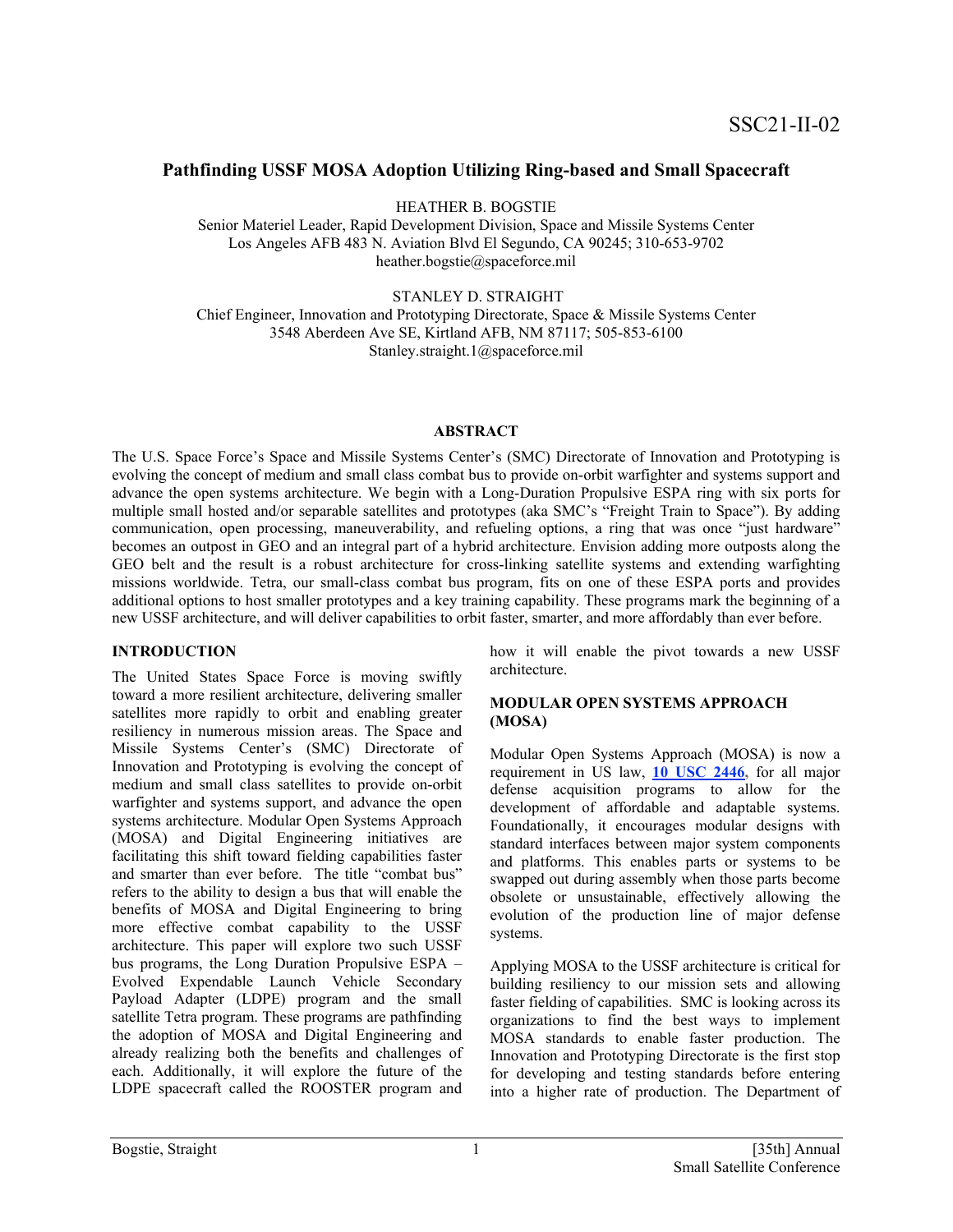SSC21-II-02

# Pathfinding USSF MOSA Adoption Utilizing Ring-based and Small Spacecraft

HEATHER B. BOGSTIE
Senior Materiel Leader, Rapid Development Division, Space and Missile Systems Center
Los Angeles AFB 483 N. Aviation Blvd El Segundo, CA 90245; 310-653-9702
heather.bogstie@spaceforce.mil

STANLEY D. STRAIGHT
Chief Engineer, Innovation and Prototyping Directorate, Space & Missile Systems Center
3548 Aberdeen Ave SE, Kirtland AFB, NM 87117; 505-853-6100
Stanley.straight.1@spaceforce.mil

## ABSTRACT

The U.S. Space Force's Space and Missile Systems Center's (SMC) Directorate of Innovation and Prototyping is evolving the concept of medium and small class combat bus to provide on-orbit warfighter and systems support and advance the open systems architecture. We begin with a Long-Duration Propulsive ESPA ring with six ports for multiple small hosted and/or separable satellites and prototypes (aka SMC's "Freight Train to Space"). By adding communication, open processing, maneuverability, and refueling options, a ring that was once "just hardware" becomes an outpost in GEO and an integral part of a hybrid architecture. Envision adding more outposts along the GEO belt and the result is a robust architecture for cross-linking satellite systems and extending warfighting missions worldwide. Tetra, our small-class combat bus program, fits on one of these ESPA ports and provides additional options to host smaller prototypes and a key training capability. These programs mark the beginning of a new USSF architecture, and will deliver capabilities to orbit faster, smarter, and more affordably than ever before.

## INTRODUCTION

The United States Space Force is moving swiftly toward a more resilient architecture, delivering smaller satellites more rapidly to orbit and enabling greater resiliency in numerous mission areas. The Space and Missile Systems Center's (SMC) Directorate of Innovation and Prototyping is evolving the concept of medium and small class satellites to provide on-orbit warfighter and systems support, and advance the open systems architecture. Modular Open Systems Approach (MOSA) and Digital Engineering initiatives are facilitating this shift toward fielding capabilities faster and smarter than ever before. The title "combat bus" refers to the ability to design a bus that will enable the benefits of MOSA and Digital Engineering to bring more effective combat capability to the USSF architecture. This paper will explore two such USSF bus programs, the Long Duration Propulsive ESPA – Evolved Expendable Launch Vehicle Secondary Payload Adapter (LDPE) program and the small satellite Tetra program. These programs are pathfinding the adoption of MOSA and Digital Engineering and already realizing both the benefits and challenges of each. Additionally, it will explore the future of the LDPE spacecraft called the ROOSTER program and how it will enable the pivot towards a new USSF architecture.

## MODULAR OPEN SYSTEMS APPROACH (MOSA)

Modular Open Systems Approach (MOSA) is now a requirement in US law, **10 USC 2446**, for all major defense acquisition programs to allow for the development of affordable and adaptable systems. Foundationally, it encourages modular designs with standard interfaces between major system components and platforms. This enables parts or systems to be swapped out during assembly when those parts become obsolete or unsustainable, effectively allowing the evolution of the production line of major defense systems.

Applying MOSA to the USSF architecture is critical for building resiliency to our mission sets and allowing faster fielding of capabilities. SMC is looking across its organizations to find the best ways to implement MOSA standards to enable faster production. The Innovation and Prototyping Directorate is the first stop for developing and testing standards before entering into a higher rate of production. The Department of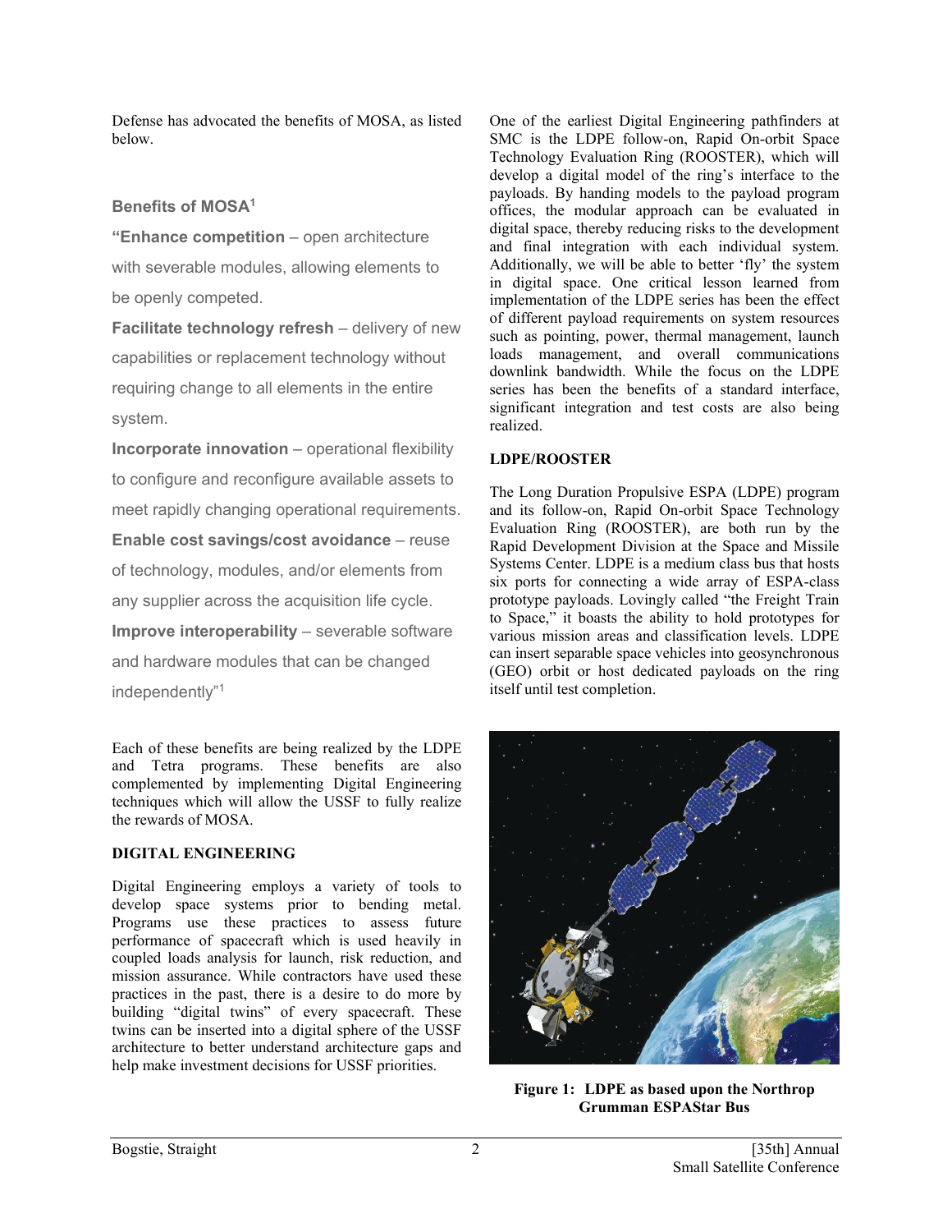Defense has advocated the benefits of MOSA, as listed below.

**Benefits of MOSA[1]**

**"Enhance competition** – open architecture with severable modules, allowing elements to be openly competed.

**Facilitate technology refresh** – delivery of new capabilities or replacement technology without requiring change to all elements in the entire system.

**Incorporate innovation** – operational flexibility to configure and reconfigure available assets to meet rapidly changing operational requirements.

**Enable cost savings/cost avoidance** – reuse of technology, modules, and/or elements from any supplier across the acquisition life cycle.

**Improve interoperability** – severable software and hardware modules that can be changed independently"[1]

Each of these benefits are being realized by the LDPE and Tetra programs. These benefits are also complemented by implementing Digital Engineering techniques which will allow the USSF to fully realize the rewards of MOSA.

## DIGITAL ENGINEERING

Digital Engineering employs a variety of tools to develop space systems prior to bending metal. Programs use these practices to assess future performance of spacecraft which is used heavily in coupled loads analysis for launch, risk reduction, and mission assurance. While contractors have used these practices in the past, there is a desire to do more by building "digital twins" of every spacecraft. These twins can be inserted into a digital sphere of the USSF architecture to better understand architecture gaps and help make investment decisions for USSF priorities.

One of the earliest Digital Engineering pathfinders at SMC is the LDPE follow-on, Rapid On-orbit Space Technology Evaluation Ring (ROOSTER), which will develop a digital model of the ring's interface to the payloads. By handing models to the payload program offices, the modular approach can be evaluated in digital space, thereby reducing risks to the development and final integration with each individual system. Additionally, we will be able to better 'fly' the system in digital space. One critical lesson learned from implementation of the LDPE series has been the effect of different payload requirements on system resources such as pointing, power, thermal management, launch loads management, and overall communications downlink bandwidth. While the focus on the LDPE series has been the benefits of a standard interface, significant integration and test costs are also being realized.

## LDPE/ROOSTER

The Long Duration Propulsive ESPA (LDPE) program and its follow-on, Rapid On-orbit Space Technology Evaluation Ring (ROOSTER), are both run by the Rapid Development Division at the Space and Missile Systems Center. LDPE is a medium class bus that hosts six ports for connecting a wide array of ESPA-class prototype payloads. Lovingly called "the Freight Train to Space," it boasts the ability to hold prototypes for various mission areas and classification levels. LDPE can insert separable space vehicles into geosynchronous (GEO) orbit or host dedicated payloads on the ring itself until test completion.

**Figure 1: LDPE as based upon the Northrop Grumman ESPAStar Bus**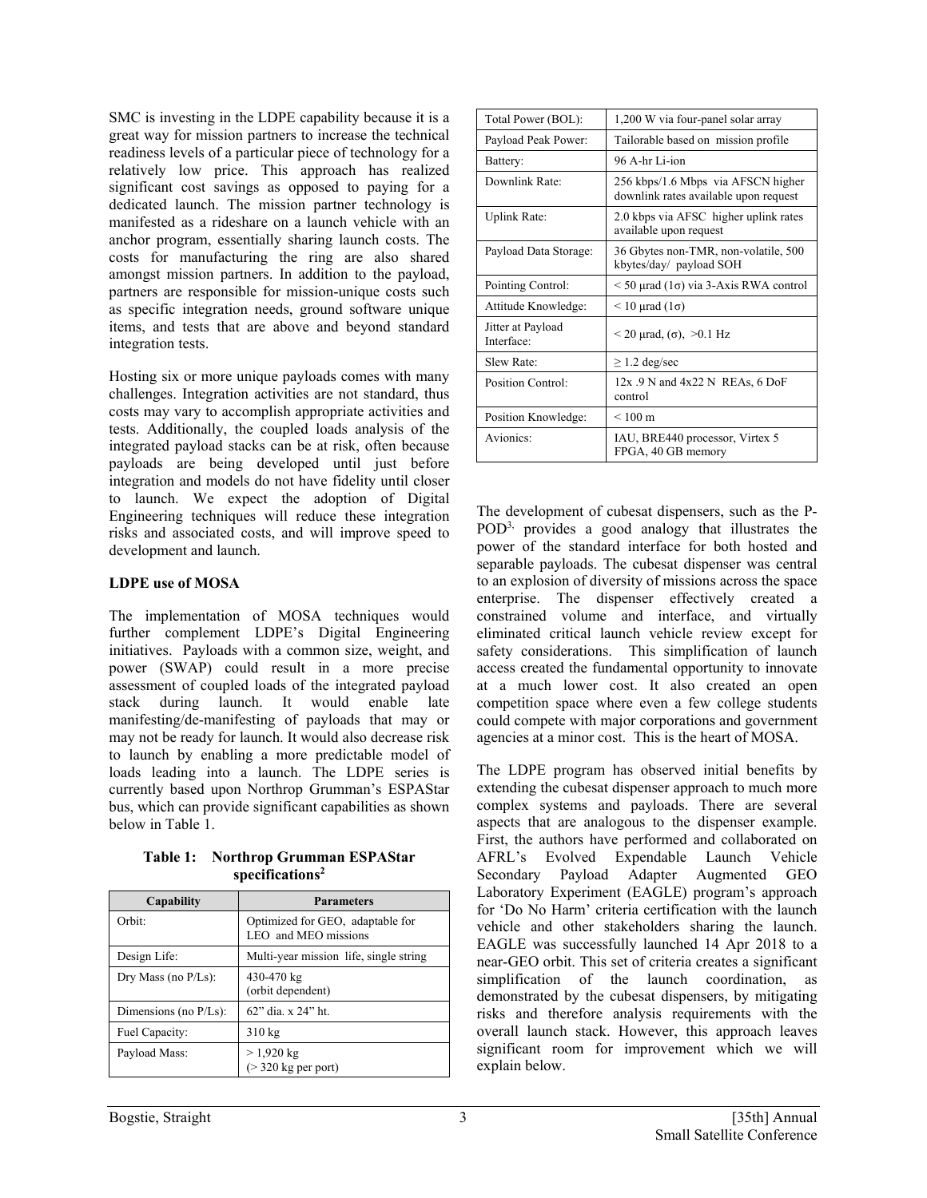SMC is investing in the LDPE capability because it is a great way for mission partners to increase the technical readiness levels of a particular piece of technology for a relatively low price. This approach has realized significant cost savings as opposed to paying for a dedicated launch. The mission partner technology is manifested as a rideshare on a launch vehicle with an anchor program, essentially sharing launch costs. The costs for manufacturing the ring are also shared amongst mission partners. In addition to the payload, partners are responsible for mission-unique costs such as specific integration needs, ground software unique items, and tests that are above and beyond standard integration tests.

Hosting six or more unique payloads comes with many challenges. Integration activities are not standard, thus costs may vary to accomplish appropriate activities and tests. Additionally, the coupled loads analysis of the integrated payload stacks can be at risk, often because payloads are being developed until just before integration and models do not have fidelity until closer to launch. We expect the adoption of Digital Engineering techniques will reduce these integration risks and associated costs, and will improve speed to development and launch.

**LDPE use of MOSA**

The implementation of MOSA techniques would further complement LDPE's Digital Engineering initiatives. Payloads with a common size, weight, and power (SWAP) could result in a more precise assessment of coupled loads of the integrated payload stack during launch. It would enable late manifesting/de-manifesting of payloads that may or may not be ready for launch. It would also decrease risk to launch by enabling a more predictable model of loads leading into a launch. The LDPE series is currently based upon Northrop Grumman's ESPAStar bus, which can provide significant capabilities as shown below in Table 1.

**Table 1: Northrop Grumman ESPAStar specifications[2]**

| Capability | Parameters |
|---|---|
| Orbit: | Optimized for GEO, adaptable for LEO and MEO missions |
| Design Life: | Multi-year mission life, single string |
| Dry Mass (no P/Ls): | 430-470 kg (orbit dependent) |
| Dimensions (no P/Ls): | 62" dia. x 24" ht. |
| Fuel Capacity: | 310 kg |
| Payload Mass: | > 1,920 kg (> 320 kg per port) |
| Total Power (BOL): | 1,200 W via four-panel solar array |
| Payload Peak Power: | Tailorable based on mission profile |
| Battery: | 96 A-hr Li-ion |
| Downlink Rate: | 256 kbps/1.6 Mbps via AFSCN higher downlink rates available upon request |
| Uplink Rate: | 2.0 kbps via AFSC higher uplink rates available upon request |
| Payload Data Storage: | 36 Gbytes non-TMR, non-volatile, 500 kbytes/day/ payload SOH |
| Pointing Control: | < 50 μrad (1σ) via 3-Axis RWA control |
| Attitude Knowledge: | < 10 μrad (1σ) |
| Jitter at Payload Interface: | < 20 μrad, (σ), >0.1 Hz |
| Slew Rate: | ≥ 1.2 deg/sec |
| Position Control: | 12x .9 N and 4x22 N REAs, 6 DoF control |
| Position Knowledge: | < 100 m |
| Avionics: | IAU, BRE440 processor, Virtex 5 FPGA, 40 GB memory |

The development of cubesat dispensers, such as the P-POD[3], provides a good analogy that illustrates the power of the standard interface for both hosted and separable payloads. The cubesat dispenser was central to an explosion of diversity of missions across the space enterprise. The dispenser effectively created a constrained volume and interface, and virtually eliminated critical launch vehicle review except for safety considerations. This simplification of launch access created the fundamental opportunity to innovate at a much lower cost. It also created an open competition space where even a few college students could compete with major corporations and government agencies at a minor cost. This is the heart of MOSA.

The LDPE program has observed initial benefits by extending the cubesat dispenser approach to much more complex systems and payloads. There are several aspects that are analogous to the dispenser example. First, the authors have performed and collaborated on AFRL's Evolved Expendable Launch Vehicle Secondary Payload Adapter Augmented GEO Laboratory Experiment (EAGLE) program's approach for 'Do No Harm' criteria certification with the launch vehicle and other stakeholders sharing the launch. EAGLE was successfully launched 14 Apr 2018 to a near-GEO orbit. This set of criteria creates a significant simplification of the launch coordination, as demonstrated by the cubesat dispensers, by mitigating risks and therefore analysis requirements with the overall launch stack. However, this approach leaves significant room for improvement which we will explain below.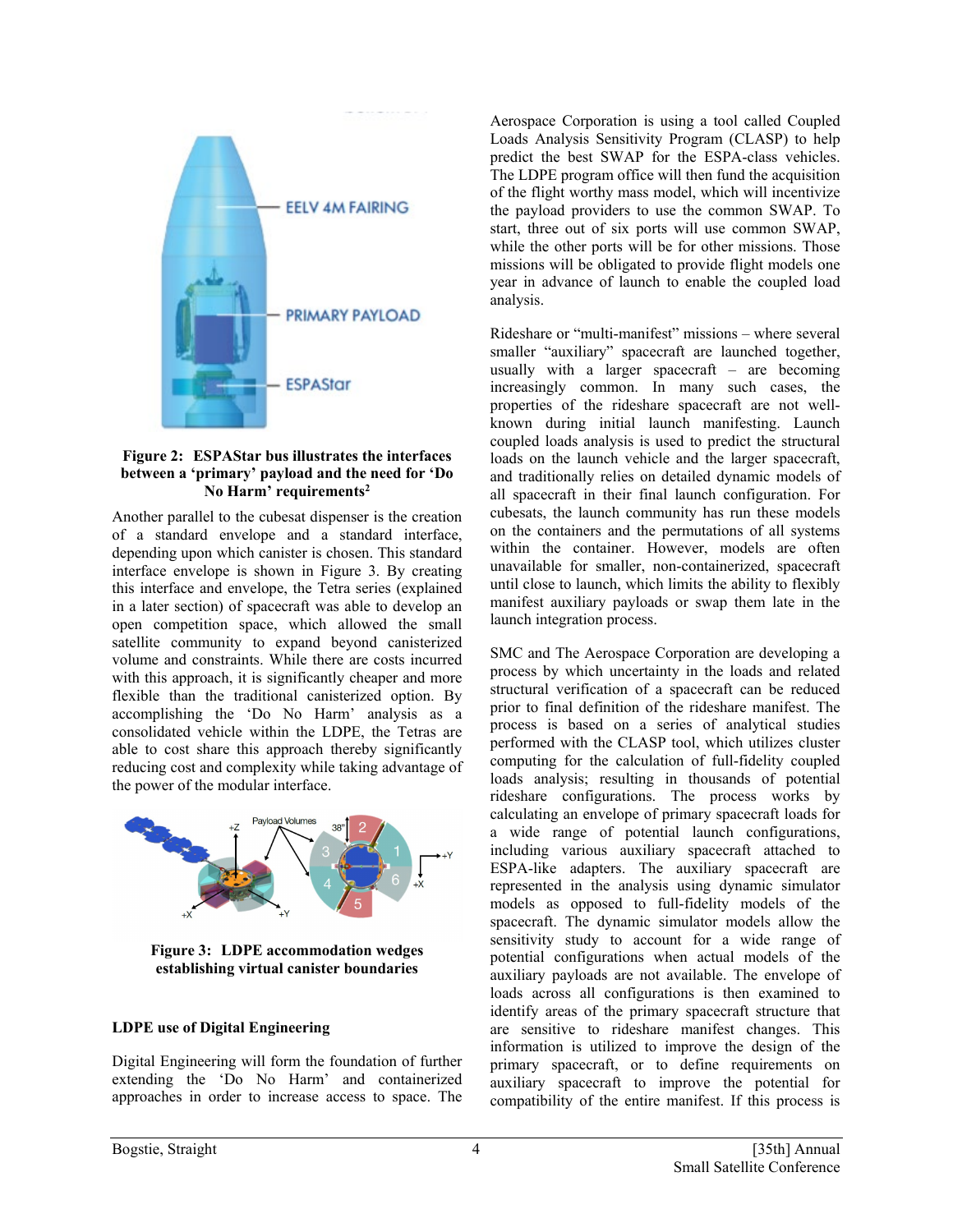**Figure 2: ESPAStar bus illustrates the interfaces between a 'primary' payload and the need for 'Do No Harm' requirements[2]**

Another parallel to the cubesat dispenser is the creation of a standard envelope and a standard interface, depending upon which canister is chosen. This standard interface envelope is shown in Figure 3. By creating this interface and envelope, the Tetra series (explained in a later section) of spacecraft was able to develop an open competition space, which allowed the small satellite community to expand beyond canisterized volume and constraints. While there are costs incurred with this approach, it is significantly cheaper and more flexible than the traditional canisterized option. By accomplishing the 'Do No Harm' analysis as a consolidated vehicle within the LDPE, the Tetras are able to cost share this approach thereby significantly reducing cost and complexity while taking advantage of the power of the modular interface.

**Figure 3: LDPE accommodation wedges establishing virtual canister boundaries**

## LDPE use of Digital Engineering

Digital Engineering will form the foundation of further extending the 'Do No Harm' and containerized approaches in order to increase access to space. The Aerospace Corporation is using a tool called Coupled Loads Analysis Sensitivity Program (CLASP) to help predict the best SWAP for the ESPA-class vehicles. The LDPE program office will then fund the acquisition of the flight worthy mass model, which will incentivize the payload providers to use the common SWAP. To start, three out of six ports will use common SWAP, while the other ports will be for other missions. Those missions will be obligated to provide flight models one year in advance of launch to enable the coupled load analysis.

Rideshare or "multi-manifest" missions – where several smaller "auxiliary" spacecraft are launched together, usually with a larger spacecraft – are becoming increasingly common. In many such cases, the properties of the rideshare spacecraft are not well-known during initial launch manifesting. Launch coupled loads analysis is used to predict the structural loads on the launch vehicle and the larger spacecraft, and traditionally relies on detailed dynamic models of all spacecraft in their final launch configuration. For cubesats, the launch community has run these models on the containers and the permutations of all systems within the container. However, models are often unavailable for smaller, non-containerized, spacecraft until close to launch, which limits the ability to flexibly manifest auxiliary payloads or swap them late in the launch integration process.

SMC and The Aerospace Corporation are developing a process by which uncertainty in the loads and related structural verification of a spacecraft can be reduced prior to final definition of the rideshare manifest. The process is based on a series of analytical studies performed with the CLASP tool, which utilizes cluster computing for the calculation of full-fidelity coupled loads analysis; resulting in thousands of potential rideshare configurations. The process works by calculating an envelope of primary spacecraft loads for a wide range of potential launch configurations, including various auxiliary spacecraft attached to ESPA-like adapters. The auxiliary spacecraft are represented in the analysis using dynamic simulator models as opposed to full-fidelity models of the spacecraft. The dynamic simulator models allow the sensitivity study to account for a wide range of potential configurations when actual models of the auxiliary payloads are not available. The envelope of loads across all configurations is then examined to identify areas of the primary spacecraft structure that are sensitive to rideshare manifest changes. This information is utilized to improve the design of the primary spacecraft, or to define requirements on auxiliary spacecraft to improve the potential for compatibility of the entire manifest. If this process is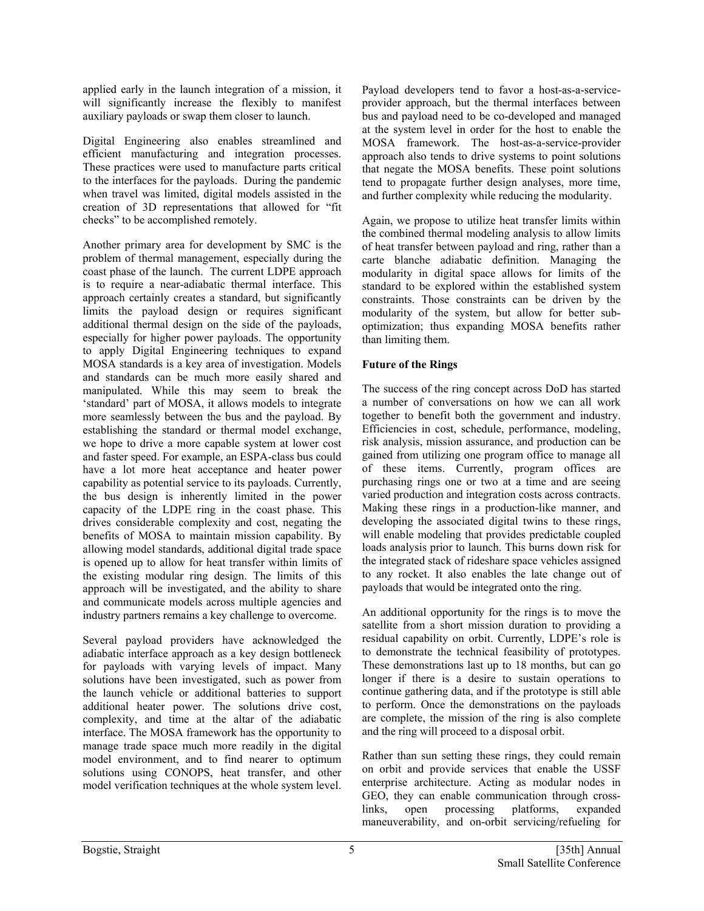applied early in the launch integration of a mission, it will significantly increase the flexibly to manifest auxiliary payloads or swap them closer to launch.

Digital Engineering also enables streamlined and efficient manufacturing and integration processes. These practices were used to manufacture parts critical to the interfaces for the payloads. During the pandemic when travel was limited, digital models assisted in the creation of 3D representations that allowed for "fit checks" to be accomplished remotely.

Another primary area for development by SMC is the problem of thermal management, especially during the coast phase of the launch. The current LDPE approach is to require a near-adiabatic thermal interface. This approach certainly creates a standard, but significantly limits the payload design or requires significant additional thermal design on the side of the payloads, especially for higher power payloads. The opportunity to apply Digital Engineering techniques to expand MOSA standards is a key area of investigation. Models and standards can be much more easily shared and manipulated. While this may seem to break the 'standard' part of MOSA, it allows models to integrate more seamlessly between the bus and the payload. By establishing the standard or thermal model exchange, we hope to drive a more capable system at lower cost and faster speed. For example, an ESPA-class bus could have a lot more heat acceptance and heater power capability as potential service to its payloads. Currently, the bus design is inherently limited in the power capacity of the LDPE ring in the coast phase. This drives considerable complexity and cost, negating the benefits of MOSA to maintain mission capability. By allowing model standards, additional digital trade space is opened up to allow for heat transfer within limits of the existing modular ring design. The limits of this approach will be investigated, and the ability to share and communicate models across multiple agencies and industry partners remains a key challenge to overcome.

Several payload providers have acknowledged the adiabatic interface approach as a key design bottleneck for payloads with varying levels of impact. Many solutions have been investigated, such as power from the launch vehicle or additional batteries to support additional heater power. The solutions drive cost, complexity, and time at the altar of the adiabatic interface. The MOSA framework has the opportunity to manage trade space much more readily in the digital model environment, and to find nearer to optimum solutions using CONOPS, heat transfer, and other model verification techniques at the whole system level.

Payload developers tend to favor a host-as-a-service-provider approach, but the thermal interfaces between bus and payload need to be co-developed and managed at the system level in order for the host to enable the MOSA framework. The host-as-a-service-provider approach also tends to drive systems to point solutions that negate the MOSA benefits. These point solutions tend to propagate further design analyses, more time, and further complexity while reducing the modularity.

Again, we propose to utilize heat transfer limits within the combined thermal modeling analysis to allow limits of heat transfer between payload and ring, rather than a carte blanche adiabatic definition. Managing the modularity in digital space allows for limits of the standard to be explored within the established system constraints. Those constraints can be driven by the modularity of the system, but allow for better sub-optimization; thus expanding MOSA benefits rather than limiting them.

**Future of the Rings**

The success of the ring concept across DoD has started a number of conversations on how we can all work together to benefit both the government and industry. Efficiencies in cost, schedule, performance, modeling, risk analysis, mission assurance, and production can be gained from utilizing one program office to manage all of these items. Currently, program offices are purchasing rings one or two at a time and are seeing varied production and integration costs across contracts. Making these rings in a production-like manner, and developing the associated digital twins to these rings, will enable modeling that provides predictable coupled loads analysis prior to launch. This burns down risk for the integrated stack of rideshare space vehicles assigned to any rocket. It also enables the late change out of payloads that would be integrated onto the ring.

An additional opportunity for the rings is to move the satellite from a short mission duration to providing a residual capability on orbit. Currently, LDPE's role is to demonstrate the technical feasibility of prototypes. These demonstrations last up to 18 months, but can go longer if there is a desire to sustain operations to continue gathering data, and if the prototype is still able to perform. Once the demonstrations on the payloads are complete, the mission of the ring is also complete and the ring will proceed to a disposal orbit.

Rather than sun setting these rings, they could remain on orbit and provide services that enable the USSF enterprise architecture. Acting as modular nodes in GEO, they can enable communication through cross-links, open processing platforms, expanded maneuverability, and on-orbit servicing/refueling for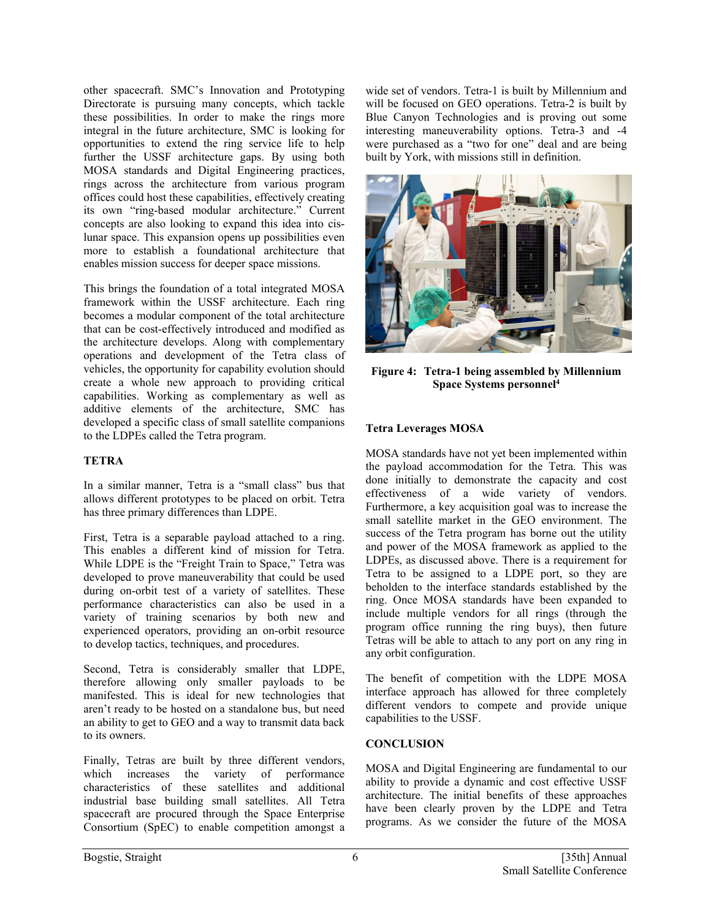other spacecraft. SMC's Innovation and Prototyping Directorate is pursuing many concepts, which tackle these possibilities. In order to make the rings more integral in the future architecture, SMC is looking for opportunities to extend the ring service life to help further the USSF architecture gaps. By using both MOSA standards and Digital Engineering practices, rings across the architecture from various program offices could host these capabilities, effectively creating its own "ring-based modular architecture." Current concepts are also looking to expand this idea into cis-lunar space. This expansion opens up possibilities even more to establish a foundational architecture that enables mission success for deeper space missions.

This brings the foundation of a total integrated MOSA framework within the USSF architecture. Each ring becomes a modular component of the total architecture that can be cost-effectively introduced and modified as the architecture develops. Along with complementary operations and development of the Tetra class of vehicles, the opportunity for capability evolution should create a whole new approach to providing critical capabilities. Working as complementary as well as additive elements of the architecture, SMC has developed a specific class of small satellite companions to the LDPEs called the Tetra program.

## TETRA

In a similar manner, Tetra is a "small class" bus that allows different prototypes to be placed on orbit. Tetra has three primary differences than LDPE.

First, Tetra is a separable payload attached to a ring. This enables a different kind of mission for Tetra. While LDPE is the "Freight Train to Space," Tetra was developed to prove maneuverability that could be used during on-orbit test of a variety of satellites. These performance characteristics can also be used in a variety of training scenarios by both new and experienced operators, providing an on-orbit resource to develop tactics, techniques, and procedures.

Second, Tetra is considerably smaller that LDPE, therefore allowing only smaller payloads to be manifested. This is ideal for new technologies that aren't ready to be hosted on a standalone bus, but need an ability to get to GEO and a way to transmit data back to its owners.

Finally, Tetras are built by three different vendors, which increases the variety of performance characteristics of these satellites and additional industrial base building small satellites. All Tetra spacecraft are procured through the Space Enterprise Consortium (SpEC) to enable competition amongst a wide set of vendors. Tetra-1 is built by Millennium and will be focused on GEO operations. Tetra-2 is built by Blue Canyon Technologies and is proving out some interesting maneuverability options. Tetra-3 and -4 were purchased as a "two for one" deal and are being built by York, with missions still in definition.

**Figure 4: Tetra-1 being assembled by Millennium Space Systems personnel[4]**

### Tetra Leverages MOSA

MOSA standards have not yet been implemented within the payload accommodation for the Tetra. This was done initially to demonstrate the capacity and cost effectiveness of a wide variety of vendors. Furthermore, a key acquisition goal was to increase the small satellite market in the GEO environment. The success of the Tetra program has borne out the utility and power of the MOSA framework as applied to the LDPEs, as discussed above. There is a requirement for Tetra to be assigned to a LDPE port, so they are beholden to the interface standards established by the ring. Once MOSA standards have been expanded to include multiple vendors for all rings (through the program office running the ring buys), then future Tetras will be able to attach to any port on any ring in any orbit configuration.

The benefit of competition with the LDPE MOSA interface approach has allowed for three completely different vendors to compete and provide unique capabilities to the USSF.

## CONCLUSION

MOSA and Digital Engineering are fundamental to our ability to provide a dynamic and cost effective USSF architecture. The initial benefits of these approaches have been clearly proven by the LDPE and Tetra programs. As we consider the future of the MOSA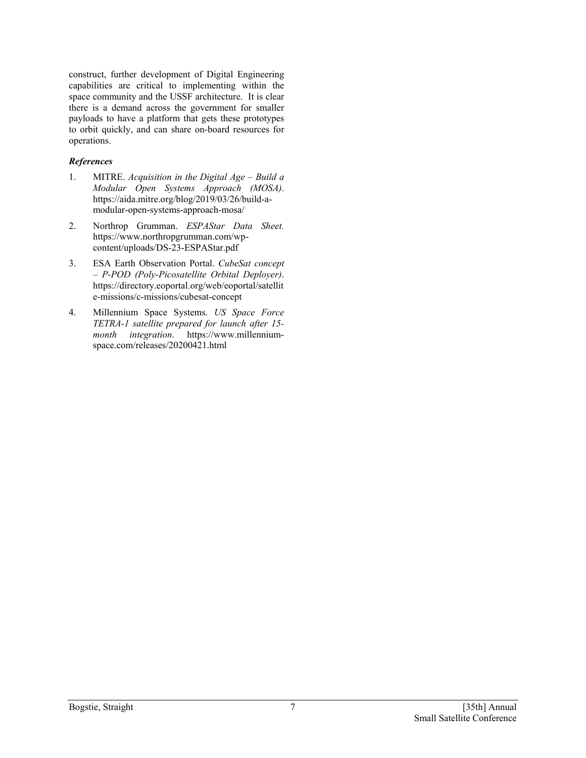construct, further development of Digital Engineering capabilities are critical to implementing within the space community and the USSF architecture. It is clear there is a demand across the government for smaller payloads to have a platform that gets these prototypes to orbit quickly, and can share on-board resources for operations.

### *References*

1. MITRE. *Acquisition in the Digital Age – Build a Modular Open Systems Approach (MOSA)*. https://aida.mitre.org/blog/2019/03/26/build-a-modular-open-systems-approach-mosa/
2. Northrop Grumman. *ESPAStar Data Sheet.* https://www.northropgrumman.com/wp-content/uploads/DS-23-ESPAStar.pdf
3. ESA Earth Observation Portal. *CubeSat concept – P-POD (Poly-Picosatellite Orbital Deployer)*. https://directory.eoportal.org/web/eoportal/satellite-missions/c-missions/cubesat-concept
4. Millennium Space Systems. *US Space Force TETRA-1 satellite prepared for launch after 15-month integration*. https://www.millennium-space.com/releases/20200421.html